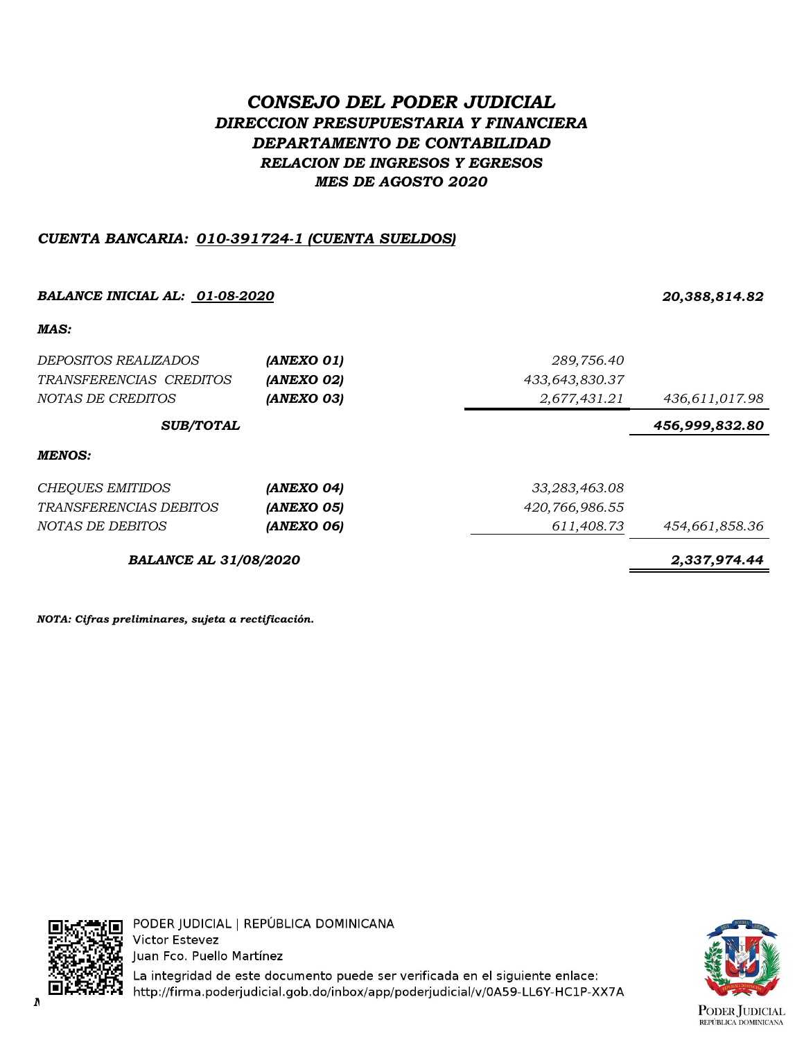# *CONSEJO DEL PODER JUDICIAL*

## *DIRECCION PRESUPUESTARIA Y FINANCIERA*

## *DEPARTAMENTO DE CONTABILIDAD*

### *RELACION DE INGRESOS Y EGRESOS*

### *MES DE AGOSTO 2020*

***CUENTA BANCARIA: 010-391724-1 (CUENTA SUELDOS)***

| | | | |
|---|---|---|---|
| ***BALANCE INICIAL AL: 01-08-2020*** | | | ***20,388,814.82*** |
| ***MAS:*** | | | |
| *DEPOSITOS REALIZADOS* | ***(ANEXO 01)*** | *289,756.40* | |
| *TRANSFERENCIAS CREDITOS* | ***(ANEXO 02)*** | *433,643,830.37* | |
| *NOTAS DE CREDITOS* | ***(ANEXO 03)*** | *2,677,431.21* | *436,611,017.98* |
| ***SUB/TOTAL*** | | | ***456,999,832.80*** |
| ***MENOS:*** | | | |
| *CHEQUES EMITIDOS* | ***(ANEXO 04)*** | *33,283,463.08* | |
| *TRANSFERENCIAS DEBITOS* | ***(ANEXO 05)*** | *420,766,986.55* | |
| *NOTAS DE DEBITOS* | ***(ANEXO 06)*** | *611,408.73* | *454,661,858.36* |
| ***BALANCE AL 31/08/2020*** | | | ***2,337,974.44*** |

***NOTA: Cifras preliminares, sujeta a rectificación.***

PODER JUDICIAL | REPÚBLICA DOMINICANA
Victor Estevez
Juan Fco. Puello Martínez
La integridad de este documento puede ser verificada en el siguiente enlace:
http://firma.poderjudicial.gob.do/inbox/app/poderjudicial/v/0A59-LL6Y-HC1P-XX7A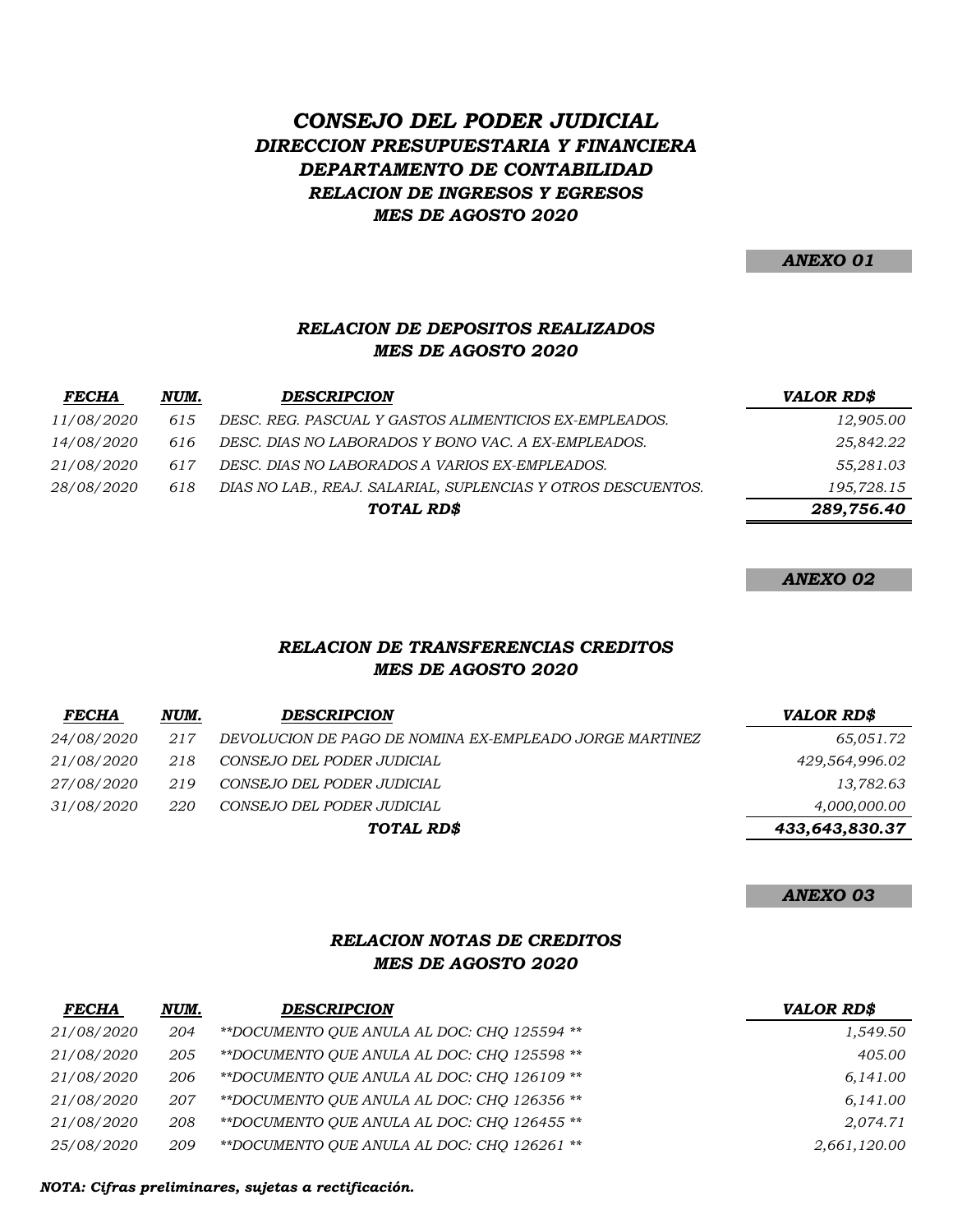# *CONSEJO DEL PODER JUDICIAL*
## *DIRECCION PRESUPUESTARIA Y FINANCIERA*
## *DEPARTAMENTO DE CONTABILIDAD*
### *RELACION DE INGRESOS Y EGRESOS*
### *MES DE AGOSTO 2020*

***ANEXO 01***

### *RELACION DE DEPOSITOS REALIZADOS*
### *MES DE AGOSTO 2020*

| *FECHA* | *NUM.* | *DESCRIPCION* | *VALOR RD$* |
|---|---|---|---|
| 11/08/2020 | 615 | DESC. REG. PASCUAL Y GASTOS ALIMENTICIOS EX-EMPLEADOS. | 12,905.00 |
| 14/08/2020 | 616 | DESC. DIAS NO LABORADOS Y BONO VAC. A EX-EMPLEADOS. | 25,842.22 |
| 21/08/2020 | 617 | DESC. DIAS NO LABORADOS A VARIOS EX-EMPLEADOS. | 55,281.03 |
| 28/08/2020 | 618 | DIAS NO LAB., REAJ. SALARIAL, SUPLENCIAS Y OTROS DESCUENTOS. | 195,728.15 |
| | | ***TOTAL RD$*** | ***289,756.40*** |

***ANEXO 02***

### *RELACION DE TRANSFERENCIAS CREDITOS*
### *MES DE AGOSTO 2020*

| *FECHA* | *NUM.* | *DESCRIPCION* | *VALOR RD$* |
|---|---|---|---|
| 24/08/2020 | 217 | DEVOLUCION DE PAGO DE NOMINA EX-EMPLEADO JORGE MARTINEZ | 65,051.72 |
| 21/08/2020 | 218 | CONSEJO DEL PODER JUDICIAL | 429,564,996.02 |
| 27/08/2020 | 219 | CONSEJO DEL PODER JUDICIAL | 13,782.63 |
| 31/08/2020 | 220 | CONSEJO DEL PODER JUDICIAL | 4,000,000.00 |
| | | ***TOTAL RD$*** | ***433,643,830.37*** |

***ANEXO 03***

### *RELACION NOTAS DE CREDITOS*
### *MES DE AGOSTO 2020*

| *FECHA* | *NUM.* | *DESCRIPCION* | *VALOR RD$* |
|---|---|---|---|
| 21/08/2020 | 204 | **DOCUMENTO QUE ANULA AL DOC: CHQ 125594 ** | 1,549.50 |
| 21/08/2020 | 205 | **DOCUMENTO QUE ANULA AL DOC: CHQ 125598 ** | 405.00 |
| 21/08/2020 | 206 | **DOCUMENTO QUE ANULA AL DOC: CHQ 126109 ** | 6,141.00 |
| 21/08/2020 | 207 | **DOCUMENTO QUE ANULA AL DOC: CHQ 126356 ** | 6,141.00 |
| 21/08/2020 | 208 | **DOCUMENTO QUE ANULA AL DOC: CHQ 126455 ** | 2,074.71 |
| 25/08/2020 | 209 | **DOCUMENTO QUE ANULA AL DOC: CHQ 126261 ** | 2,661,120.00 |

***NOTA: Cifras preliminares, sujetas a rectificación.***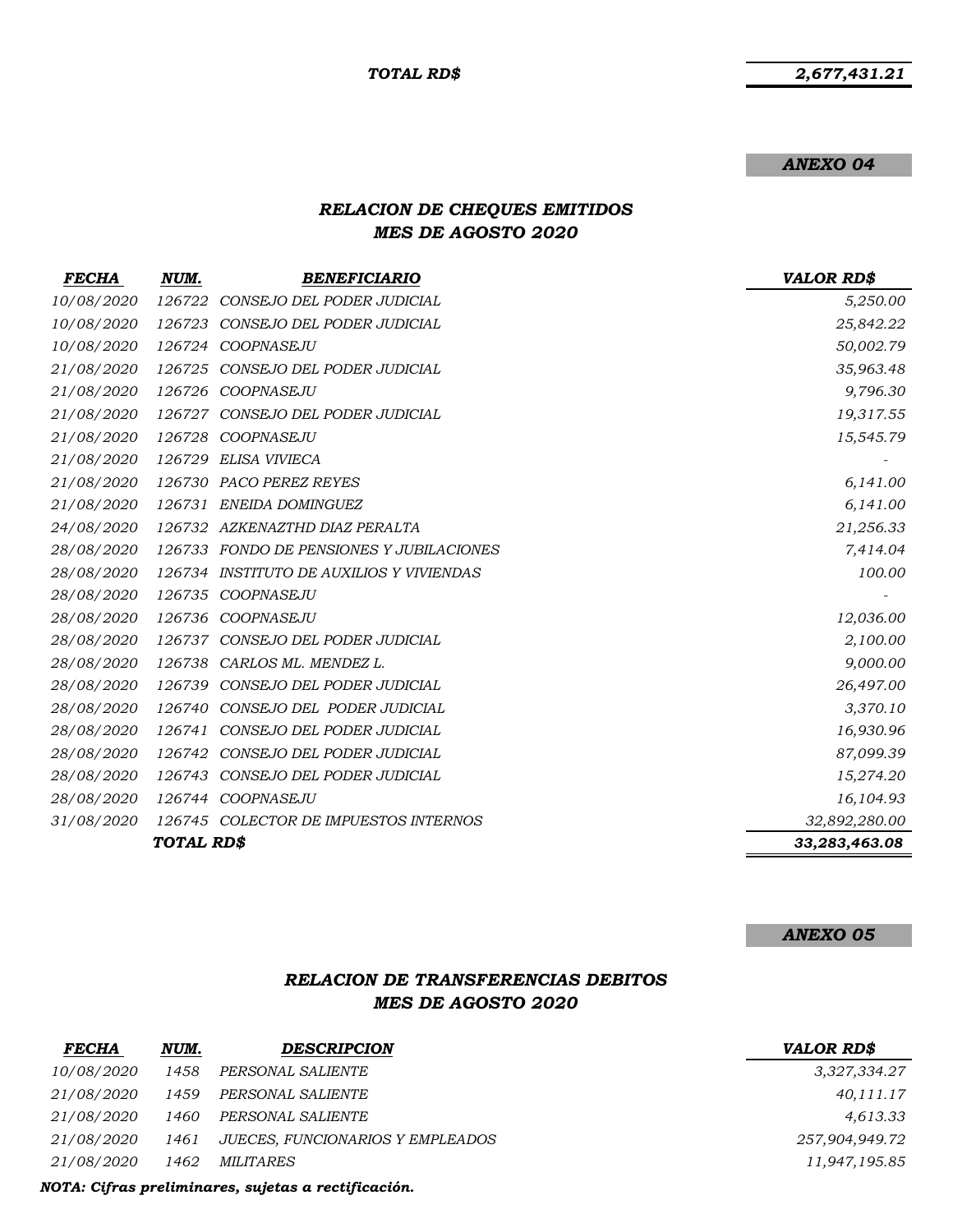| | | | TOTAL RD$ | 2,677,431.21 |
|---|---|---|---|---|

**ANEXO 04**

## RELACION DE CHEQUES EMITIDOS
## MES DE AGOSTO 2020

| FECHA | NUM. | BENEFICIARIO | VALOR RD$ |
|---|---|---|---|
| 10/08/2020 | 126722 | CONSEJO DEL PODER JUDICIAL | 5,250.00 |
| 10/08/2020 | 126723 | CONSEJO DEL PODER JUDICIAL | 25,842.22 |
| 10/08/2020 | 126724 | COOPNASEJU | 50,002.79 |
| 21/08/2020 | 126725 | CONSEJO DEL PODER JUDICIAL | 35,963.48 |
| 21/08/2020 | 126726 | COOPNASEJU | 9,796.30 |
| 21/08/2020 | 126727 | CONSEJO DEL PODER JUDICIAL | 19,317.55 |
| 21/08/2020 | 126728 | COOPNASEJU | 15,545.79 |
| 21/08/2020 | 126729 | ELISA VIVIECA | - |
| 21/08/2020 | 126730 | PACO PEREZ REYES | 6,141.00 |
| 21/08/2020 | 126731 | ENEIDA DOMINGUEZ | 6,141.00 |
| 24/08/2020 | 126732 | AZKENAZTHD DIAZ PERALTA | 21,256.33 |
| 28/08/2020 | 126733 | FONDO DE PENSIONES Y JUBILACIONES | 7,414.04 |
| 28/08/2020 | 126734 | INSTITUTO DE AUXILIOS Y VIVIENDAS | 100.00 |
| 28/08/2020 | 126735 | COOPNASEJU | - |
| 28/08/2020 | 126736 | COOPNASEJU | 12,036.00 |
| 28/08/2020 | 126737 | CONSEJO DEL PODER JUDICIAL | 2,100.00 |
| 28/08/2020 | 126738 | CARLOS ML. MENDEZ L. | 9,000.00 |
| 28/08/2020 | 126739 | CONSEJO DEL PODER JUDICIAL | 26,497.00 |
| 28/08/2020 | 126740 | CONSEJO DEL PODER JUDICIAL | 3,370.10 |
| 28/08/2020 | 126741 | CONSEJO DEL PODER JUDICIAL | 16,930.96 |
| 28/08/2020 | 126742 | CONSEJO DEL PODER JUDICIAL | 87,099.39 |
| 28/08/2020 | 126743 | CONSEJO DEL PODER JUDICIAL | 15,274.20 |
| 28/08/2020 | 126744 | COOPNASEJU | 16,104.93 |
| 31/08/2020 | 126745 | COLECTOR DE IMPUESTOS INTERNOS | 32,892,280.00 |
| | TOTAL RD$ | | 33,283,463.08 |

**ANEXO 05**

## RELACION DE TRANSFERENCIAS DEBITOS
## MES DE AGOSTO 2020

| FECHA | NUM. | DESCRIPCION | VALOR RD$ |
|---|---|---|---|
| 10/08/2020 | 1458 | PERSONAL SALIENTE | 3,327,334.27 |
| 21/08/2020 | 1459 | PERSONAL SALIENTE | 40,111.17 |
| 21/08/2020 | 1460 | PERSONAL SALIENTE | 4,613.33 |
| 21/08/2020 | 1461 | JUECES, FUNCIONARIOS Y EMPLEADOS | 257,904,949.72 |
| 21/08/2020 | 1462 | MILITARES | 11,947,195.85 |

*NOTA: Cifras preliminares, sujetas a rectificación.*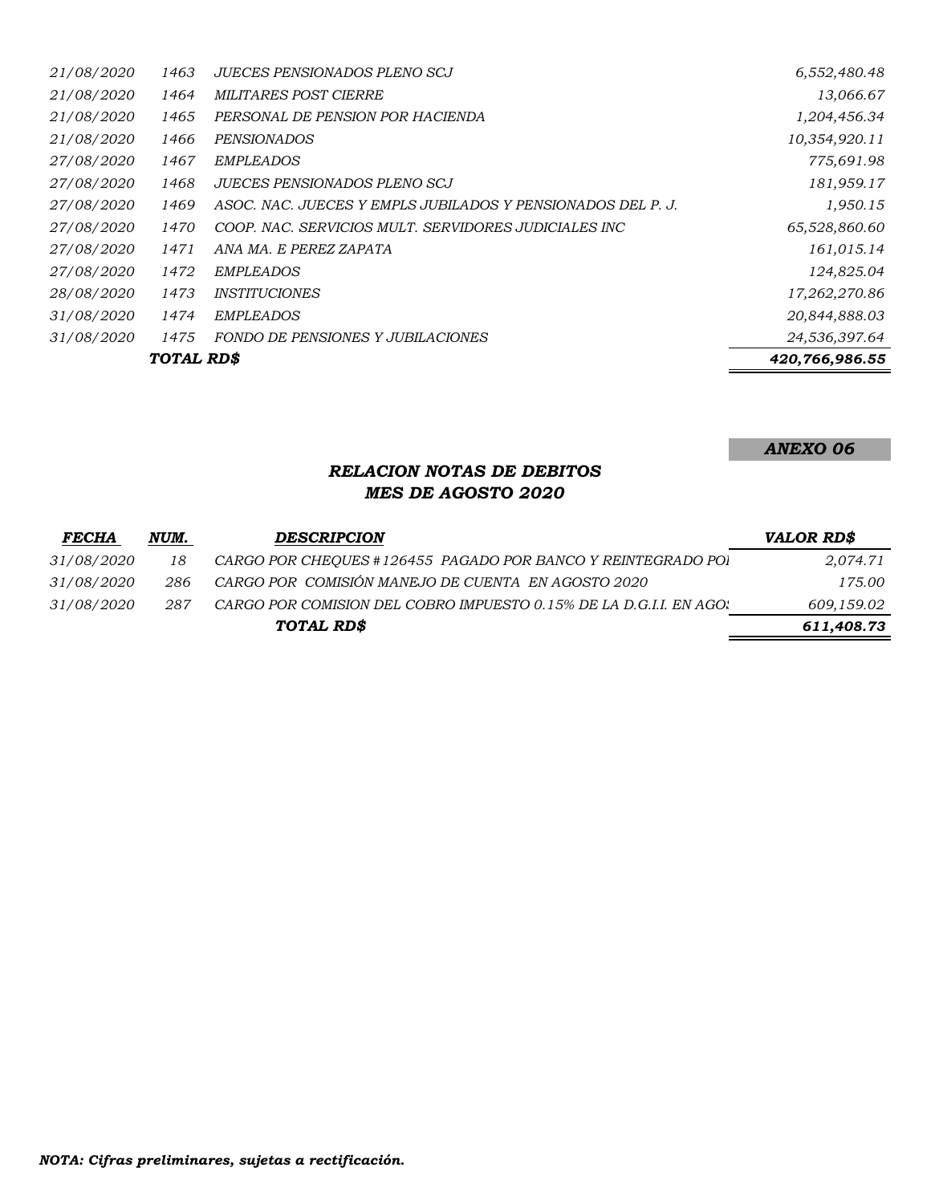| | | | |
|---|---|---|---|
| 21/08/2020 | 1463 | JUECES PENSIONADOS PLENO SCJ | 6,552,480.48 |
| 21/08/2020 | 1464 | MILITARES POST CIERRE | 13,066.67 |
| 21/08/2020 | 1465 | PERSONAL DE PENSION POR HACIENDA | 1,204,456.34 |
| 21/08/2020 | 1466 | PENSIONADOS | 10,354,920.11 |
| 27/08/2020 | 1467 | EMPLEADOS | 775,691.98 |
| 27/08/2020 | 1468 | JUECES PENSIONADOS PLENO SCJ | 181,959.17 |
| 27/08/2020 | 1469 | ASOC. NAC. JUECES Y EMPLS JUBILADOS Y PENSIONADOS DEL P. J. | 1,950.15 |
| 27/08/2020 | 1470 | COOP. NAC. SERVICIOS MULT. SERVIDORES JUDICIALES INC | 65,528,860.60 |
| 27/08/2020 | 1471 | ANA MA. E PEREZ ZAPATA | 161,015.14 |
| 27/08/2020 | 1472 | EMPLEADOS | 124,825.04 |
| 28/08/2020 | 1473 | INSTITUCIONES | 17,262,270.86 |
| 31/08/2020 | 1474 | EMPLEADOS | 20,844,888.03 |
| 31/08/2020 | 1475 | FONDO DE PENSIONES Y JUBILACIONES | 24,536,397.64 |
| | ***TOTAL RD$*** | | ***420,766,986.55*** |

***ANEXO 06***

## *RELACION NOTAS DE DEBITOS*
## *MES DE AGOSTO 2020*

| ***FECHA*** | ***NUM.*** | ***DESCRIPCION*** | ***VALOR RD$*** |
|---|---|---|---|
| 31/08/2020 | 18 | CARGO POR CHEQUES #126455 PAGADO POR BANCO Y REINTEGRADO POI | 2,074.71 |
| 31/08/2020 | 286 | CARGO POR COMISIÓN MANEJO DE CUENTA EN AGOSTO 2020 | 175.00 |
| 31/08/2020 | 287 | CARGO POR COMISION DEL COBRO IMPUESTO 0.15% DE LA D.G.I.I. EN AGO: | 609,159.02 |
| | | ***TOTAL RD$*** | ***611,408.73*** |

***NOTA: Cifras preliminares, sujetas a rectificación.***